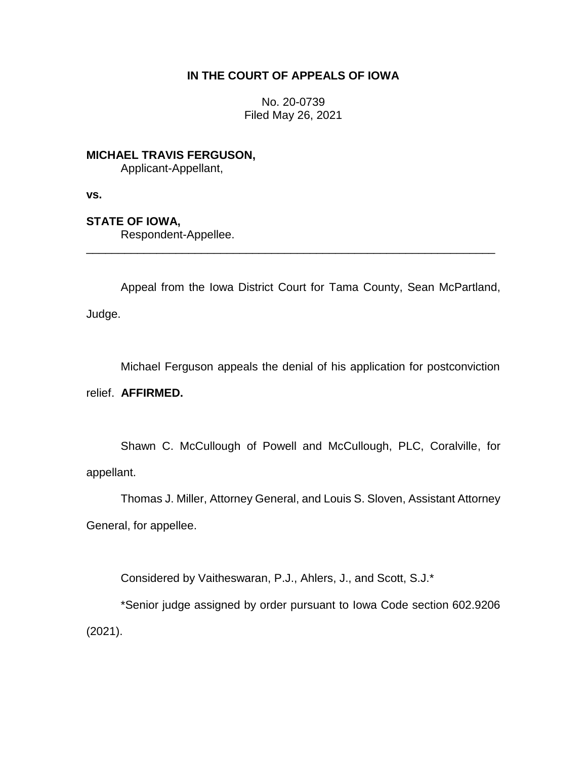**IN THE COURT OF APPEALS OF IOWA**

No. 20-0739
Filed May 26, 2021

**MICHAEL TRAVIS FERGUSON,**
Applicant-Appellant,

**vs.**

**STATE OF IOWA,**
Respondent-Appellee.

---

Appeal from the Iowa District Court for Tama County, Sean McPartland, Judge.

Michael Ferguson appeals the denial of his application for postconviction relief. **AFFIRMED.**

Shawn C. McCullough of Powell and McCullough, PLC, Coralville, for appellant.

Thomas J. Miller, Attorney General, and Louis S. Sloven, Assistant Attorney General, for appellee.

Considered by Vaitheswaran, P.J., Ahlers, J., and Scott, S.J.*

*Senior judge assigned by order pursuant to Iowa Code section 602.9206 (2021).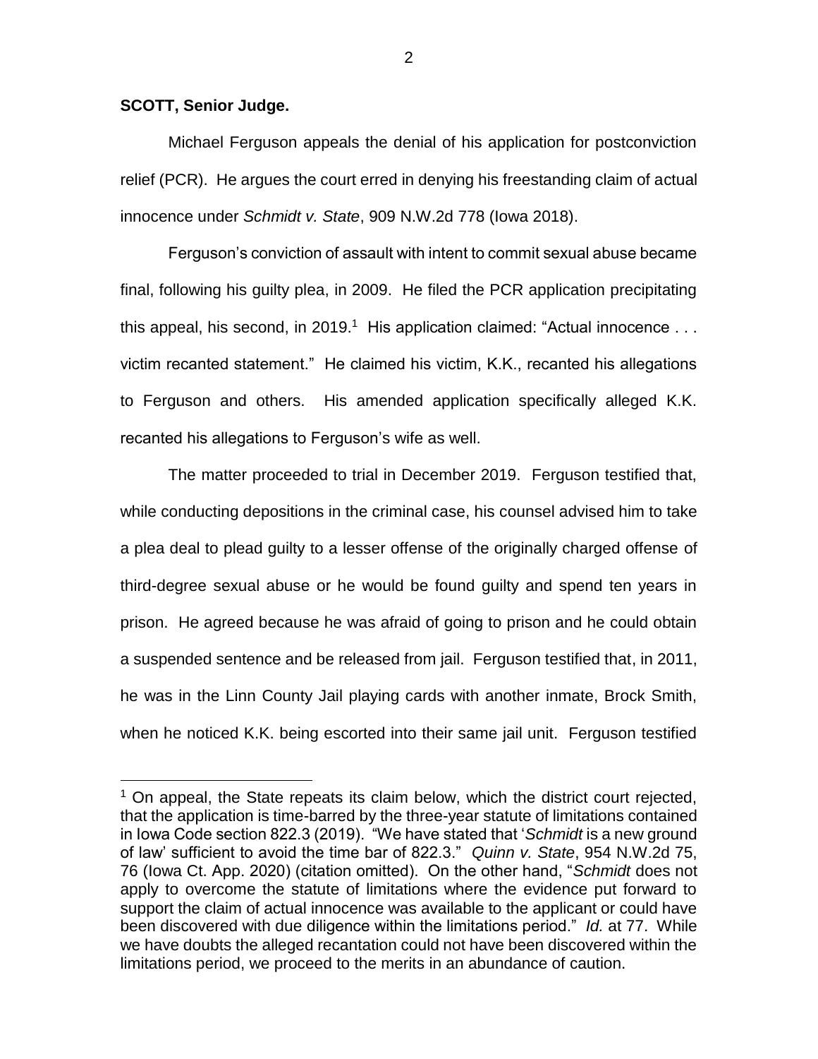**SCOTT, Senior Judge.**

Michael Ferguson appeals the denial of his application for postconviction relief (PCR). He argues the court erred in denying his freestanding claim of actual innocence under *Schmidt v. State*, 909 N.W.2d 778 (Iowa 2018).

Ferguson's conviction of assault with intent to commit sexual abuse became final, following his guilty plea, in 2009. He filed the PCR application precipitating this appeal, his second, in 2019.[1] His application claimed: "Actual innocence . . . victim recanted statement." He claimed his victim, K.K., recanted his allegations to Ferguson and others. His amended application specifically alleged K.K. recanted his allegations to Ferguson's wife as well.

The matter proceeded to trial in December 2019. Ferguson testified that, while conducting depositions in the criminal case, his counsel advised him to take a plea deal to plead guilty to a lesser offense of the originally charged offense of third-degree sexual abuse or he would be found guilty and spend ten years in prison. He agreed because he was afraid of going to prison and he could obtain a suspended sentence and be released from jail. Ferguson testified that, in 2011, he was in the Linn County Jail playing cards with another inmate, Brock Smith, when he noticed K.K. being escorted into their same jail unit. Ferguson testified

[1] On appeal, the State repeats its claim below, which the district court rejected, that the application is time-barred by the three-year statute of limitations contained in Iowa Code section 822.3 (2019). "We have stated that '*Schmidt* is a new ground of law' sufficient to avoid the time bar of 822.3." *Quinn v. State*, 954 N.W.2d 75, 76 (Iowa Ct. App. 2020) (citation omitted). On the other hand, "*Schmidt* does not apply to overcome the statute of limitations where the evidence put forward to support the claim of actual innocence was available to the applicant or could have been discovered with due diligence within the limitations period." *Id.* at 77. While we have doubts the alleged recantation could not have been discovered within the limitations period, we proceed to the merits in an abundance of caution.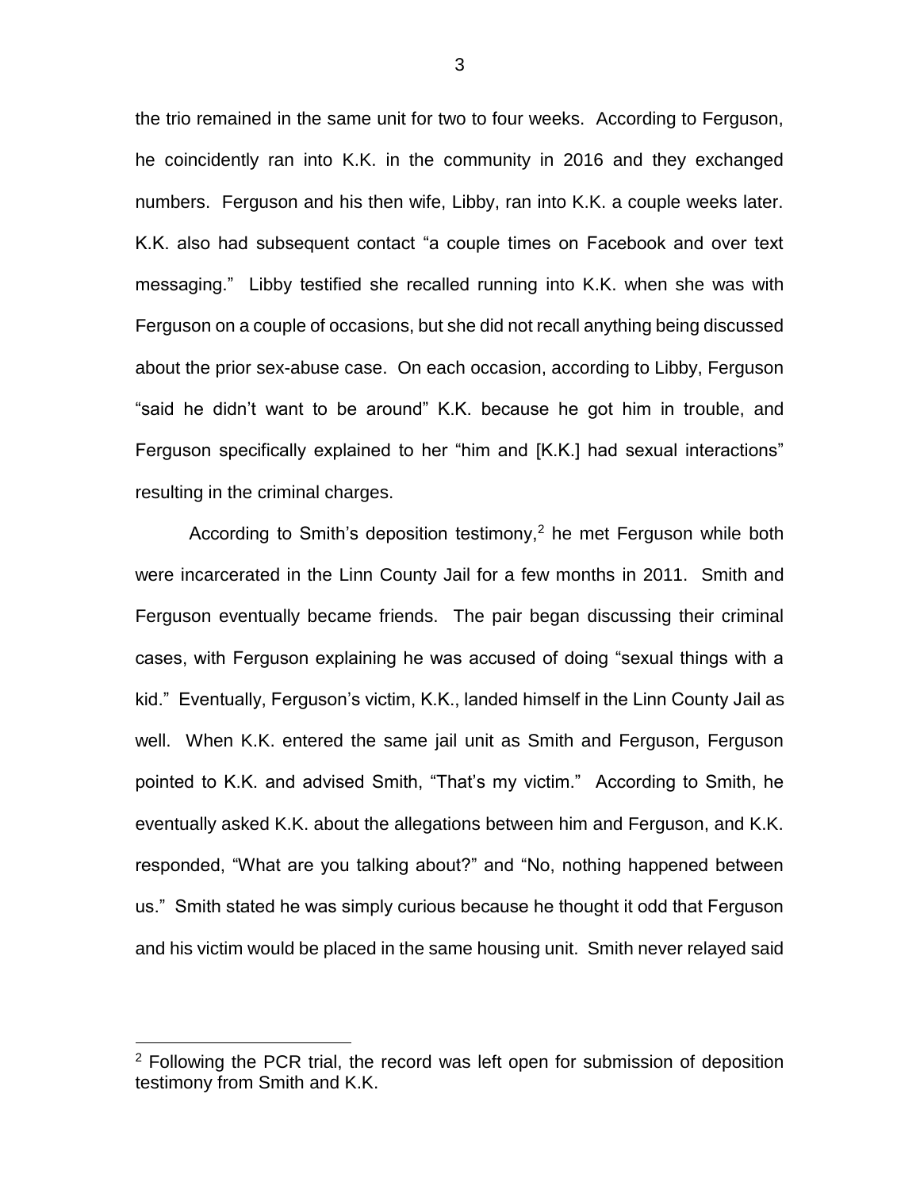the trio remained in the same unit for two to four weeks. According to Ferguson, he coincidently ran into K.K. in the community in 2016 and they exchanged numbers. Ferguson and his then wife, Libby, ran into K.K. a couple weeks later. K.K. also had subsequent contact "a couple times on Facebook and over text messaging." Libby testified she recalled running into K.K. when she was with Ferguson on a couple of occasions, but she did not recall anything being discussed about the prior sex-abuse case. On each occasion, according to Libby, Ferguson "said he didn't want to be around" K.K. because he got him in trouble, and Ferguson specifically explained to her "him and [K.K.] had sexual interactions" resulting in the criminal charges.

According to Smith's deposition testimony,[2] he met Ferguson while both were incarcerated in the Linn County Jail for a few months in 2011. Smith and Ferguson eventually became friends. The pair began discussing their criminal cases, with Ferguson explaining he was accused of doing "sexual things with a kid." Eventually, Ferguson's victim, K.K., landed himself in the Linn County Jail as well. When K.K. entered the same jail unit as Smith and Ferguson, Ferguson pointed to K.K. and advised Smith, "That's my victim." According to Smith, he eventually asked K.K. about the allegations between him and Ferguson, and K.K. responded, "What are you talking about?" and "No, nothing happened between us." Smith stated he was simply curious because he thought it odd that Ferguson and his victim would be placed in the same housing unit. Smith never relayed said

[2] Following the PCR trial, the record was left open for submission of deposition testimony from Smith and K.K.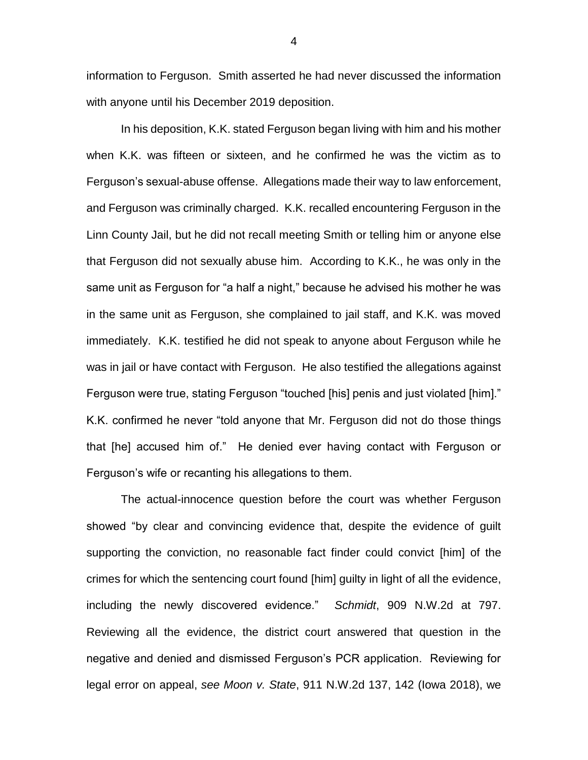information to Ferguson. Smith asserted he had never discussed the information with anyone until his December 2019 deposition.

In his deposition, K.K. stated Ferguson began living with him and his mother when K.K. was fifteen or sixteen, and he confirmed he was the victim as to Ferguson's sexual-abuse offense. Allegations made their way to law enforcement, and Ferguson was criminally charged. K.K. recalled encountering Ferguson in the Linn County Jail, but he did not recall meeting Smith or telling him or anyone else that Ferguson did not sexually abuse him. According to K.K., he was only in the same unit as Ferguson for "a half a night," because he advised his mother he was in the same unit as Ferguson, she complained to jail staff, and K.K. was moved immediately. K.K. testified he did not speak to anyone about Ferguson while he was in jail or have contact with Ferguson. He also testified the allegations against Ferguson were true, stating Ferguson "touched [his] penis and just violated [him]." K.K. confirmed he never "told anyone that Mr. Ferguson did not do those things that [he] accused him of." He denied ever having contact with Ferguson or Ferguson's wife or recanting his allegations to them.

The actual-innocence question before the court was whether Ferguson showed "by clear and convincing evidence that, despite the evidence of guilt supporting the conviction, no reasonable fact finder could convict [him] of the crimes for which the sentencing court found [him] guilty in light of all the evidence, including the newly discovered evidence." *Schmidt*, 909 N.W.2d at 797. Reviewing all the evidence, the district court answered that question in the negative and denied and dismissed Ferguson's PCR application. Reviewing for legal error on appeal, *see Moon v. State*, 911 N.W.2d 137, 142 (Iowa 2018), we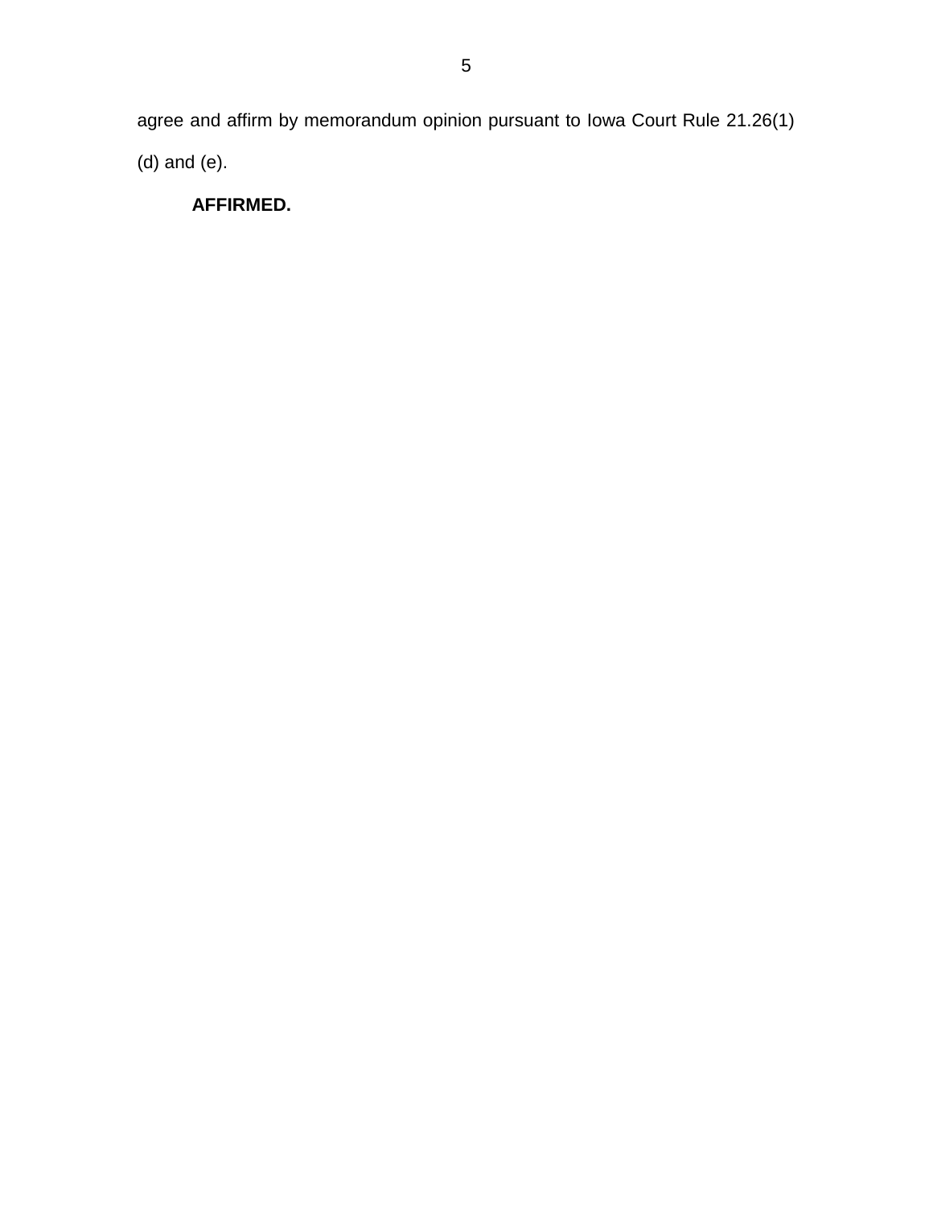agree and affirm by memorandum opinion pursuant to Iowa Court Rule 21.26(1)(d) and (e).

**AFFIRMED.**